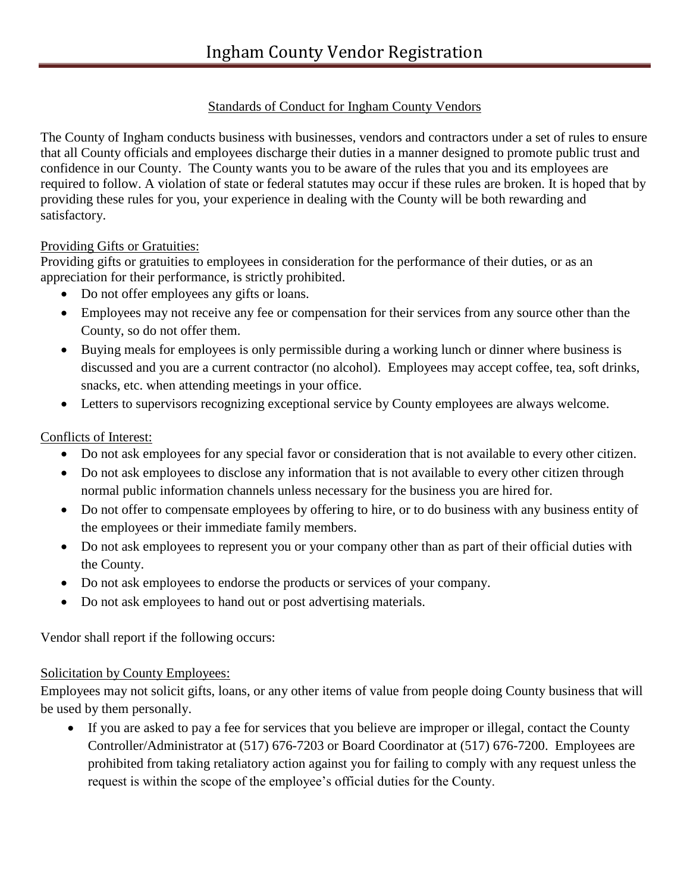# Ingham County Vendor Registration

## Standards of Conduct for Ingham County Vendors

The County of Ingham conducts business with businesses, vendors and contractors under a set of rules to ensure that all County officials and employees discharge their duties in a manner designed to promote public trust and confidence in our County. The County wants you to be aware of the rules that you and its employees are required to follow. A violation of state or federal statutes may occur if these rules are broken. It is hoped that by providing these rules for you, your experience in dealing with the County will be both rewarding and satisfactory.

### Providing Gifts or Gratuities:

Providing gifts or gratuities to employees in consideration for the performance of their duties, or as an appreciation for their performance, is strictly prohibited.

- Do not offer employees any gifts or loans.
- Employees may not receive any fee or compensation for their services from any source other than the County, so do not offer them.
- Buying meals for employees is only permissible during a working lunch or dinner where business is discussed and you are a current contractor (no alcohol). Employees may accept coffee, tea, soft drinks, snacks, etc. when attending meetings in your office.
- Letters to supervisors recognizing exceptional service by County employees are always welcome.

### Conflicts of Interest:

- Do not ask employees for any special favor or consideration that is not available to every other citizen.
- Do not ask employees to disclose any information that is not available to every other citizen through normal public information channels unless necessary for the business you are hired for.
- Do not offer to compensate employees by offering to hire, or to do business with any business entity of the employees or their immediate family members.
- Do not ask employees to represent you or your company other than as part of their official duties with the County.
- Do not ask employees to endorse the products or services of your company.
- Do not ask employees to hand out or post advertising materials.

Vendor shall report if the following occurs:

### Solicitation by County Employees:

Employees may not solicit gifts, loans, or any other items of value from people doing County business that will be used by them personally.

- If you are asked to pay a fee for services that you believe are improper or illegal, contact the County Controller/Administrator at (517) 676-7203 or Board Coordinator at (517) 676-7200. Employees are prohibited from taking retaliatory action against you for failing to comply with any request unless the request is within the scope of the employee's official duties for the County.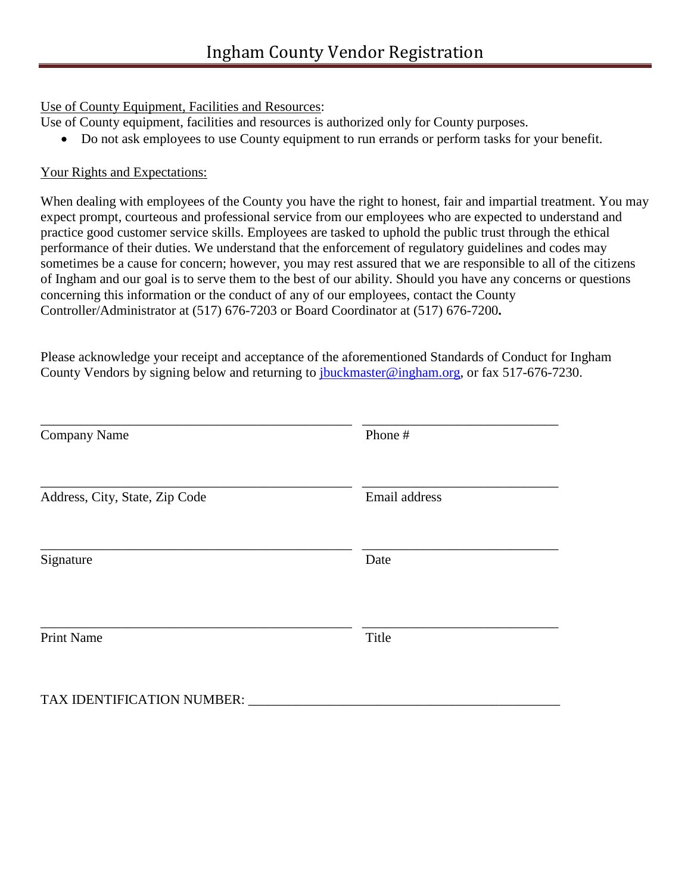# Ingham County Vendor Registration

Use of County Equipment, Facilities and Resources:

Use of County equipment, facilities and resources is authorized only for County purposes.

- Do not ask employees to use County equipment to run errands or perform tasks for your benefit.

Your Rights and Expectations:

When dealing with employees of the County you have the right to honest, fair and impartial treatment. You may expect prompt, courteous and professional service from our employees who are expected to understand and practice good customer service skills. Employees are tasked to uphold the public trust through the ethical performance of their duties. We understand that the enforcement of regulatory guidelines and codes may sometimes be a cause for concern; however, you may rest assured that we are responsible to all of the citizens of Ingham and our goal is to serve them to the best of our ability. Should you have any concerns or questions concerning this information or the conduct of any of our employees, contact the County Controller/Administrator at (517) 676-7203 or Board Coordinator at (517) 676-7200**.**

Please acknowledge your receipt and acceptance of the aforementioned Standards of Conduct for Ingham County Vendors by signing below and returning to jbuckmaster@ingham.org, or fax 517-676-7230.

_______________________________________________ ______________________________

Company Name Phone #

_______________________________________________ ______________________________

Address, City, State, Zip Code Email address

_______________________________________________ ______________________________

Signature Date

_______________________________________________ ______________________________

Print Name Title

TAX IDENTIFICATION NUMBER: _______________________________________________